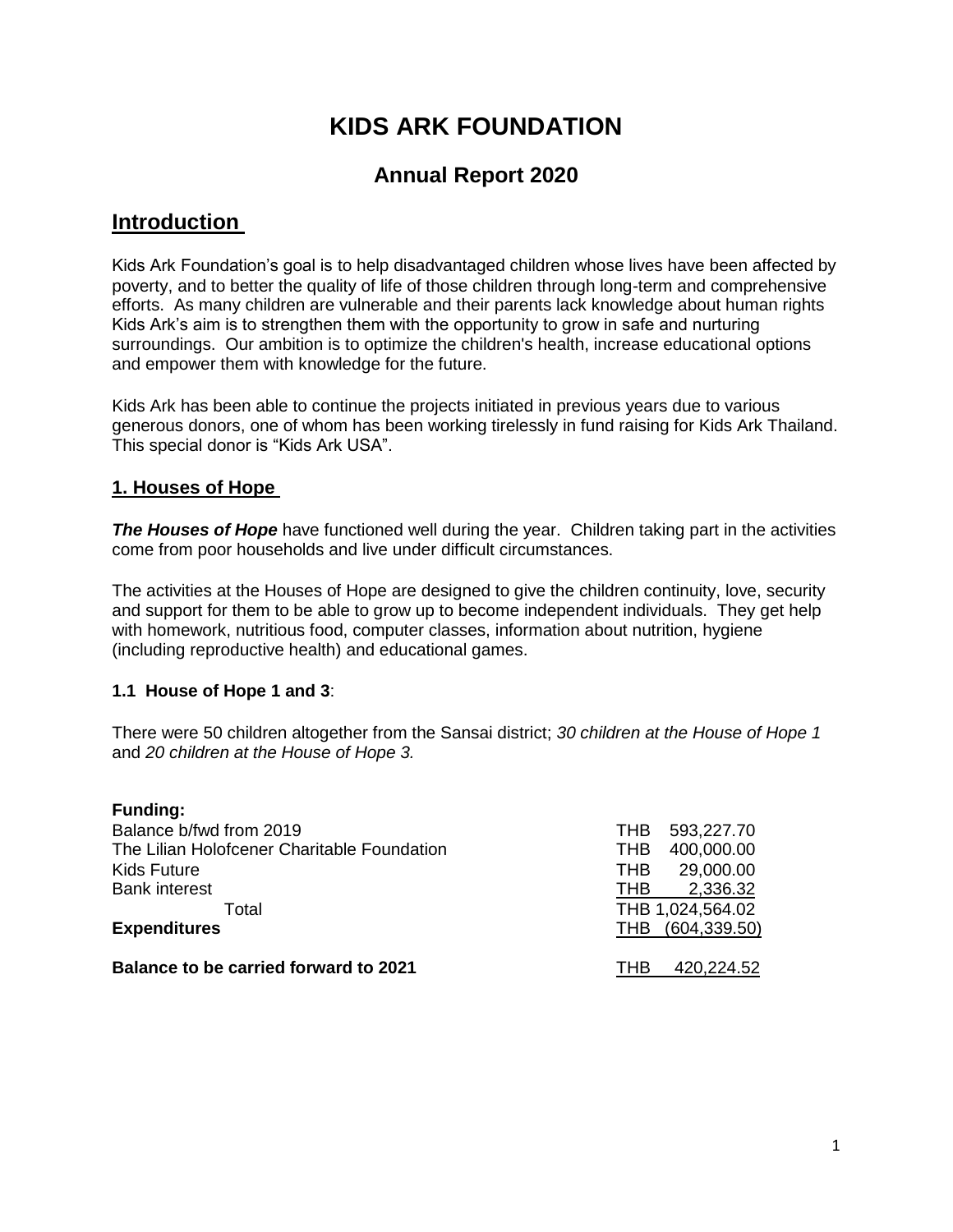# KIDS ARK FOUNDATION

## Annual Report 2020

## Introduction

Kids Ark Foundation's goal is to help disadvantaged children whose lives have been affected by poverty, and to better the quality of life of those children through long-term and comprehensive efforts. As many children are vulnerable and their parents lack knowledge about human rights Kids Ark's aim is to strengthen them with the opportunity to grow in safe and nurturing surroundings. Our ambition is to optimize the children's health, increase educational options and empower them with knowledge for the future.

Kids Ark has been able to continue the projects initiated in previous years due to various generous donors, one of whom has been working tirelessly in fund raising for Kids Ark Thailand. This special donor is "Kids Ark USA".

### 1. Houses of Hope

***The Houses of Hope*** have functioned well during the year. Children taking part in the activities come from poor households and live under difficult circumstances.

The activities at the Houses of Hope are designed to give the children continuity, love, security and support for them to be able to grow up to become independent individuals. They get help with homework, nutritious food, computer classes, information about nutrition, hygiene (including reproductive health) and educational games.

#### 1.1 House of Hope 1 and 3:

There were 50 children altogether from the Sansai district; *30 children at the House of Hope 1* and *20 children at the House of Hope 3.*

| **Funding:** | |
|---|---|
| Balance b/fwd from 2019 | THB 593,227.70 |
| The Lilian Holofcener Charitable Foundation | THB 400,000.00 |
| Kids Future | THB 29,000.00 |
| Bank interest | THB 2,336.32 |
| Total | THB 1,024,564.02 |
| **Expenditures** | THB (604,339.50) |
| **Balance to be carried forward to 2021** | THB 420,224.52 |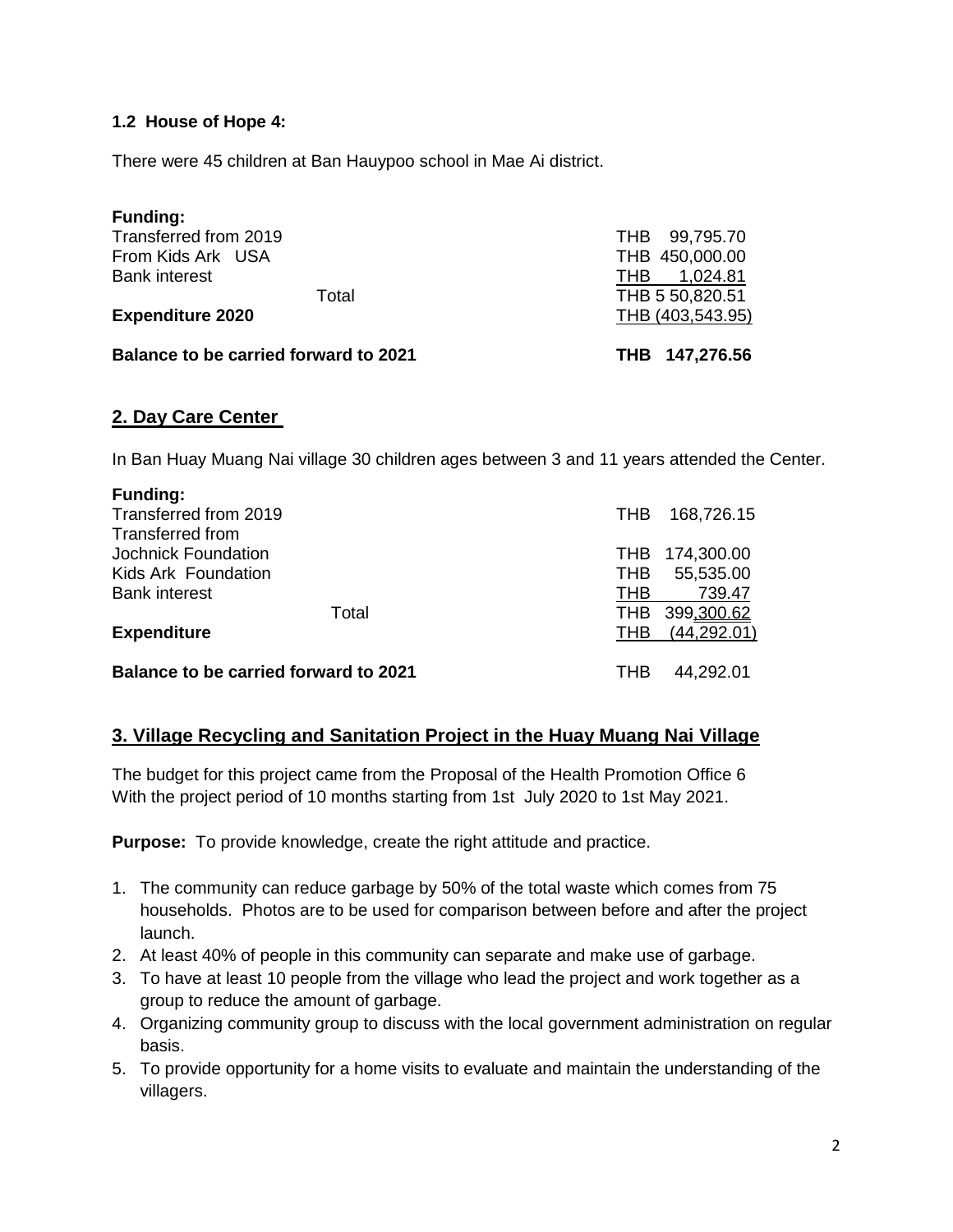### 1.2 House of Hope 4:

There were 45 children at Ban Hauypoo school in Mae Ai district.

| **Funding:** | | |
|---|---|---|
| Transferred from 2019 | | THB 99,795.70 |
| From Kids Ark USA | | THB 450,000.00 |
| Bank interest | | THB 1,024.81 |
| | Total | THB 5 50,820.51 |
| **Expenditure 2020** | | THB (403,543.95) |
| **Balance to be carried forward to 2021** | | **THB 147,276.56** |

## 2. Day Care Center

In Ban Huay Muang Nai village 30 children ages between 3 and 11 years attended the Center.

| **Funding:** | | |
|---|---|---|
| Transferred from 2019 | | THB 168,726.15 |
| Transferred from | | |
| Jochnick Foundation | | THB 174,300.00 |
| Kids Ark Foundation | | THB 55,535.00 |
| Bank interest | | THB 739.47 |
| | Total | THB 399,300.62 |
| **Expenditure** | | THB (44,292.01) |
| **Balance to be carried forward to 2021** | | THB 44,292.01 |

## 3. Village Recycling and Sanitation Project in the Huay Muang Nai Village

The budget for this project came from the Proposal of the Health Promotion Office 6 With the project period of 10 months starting from 1st July 2020 to 1st May 2021.

**Purpose:** To provide knowledge, create the right attitude and practice.

1. The community can reduce garbage by 50% of the total waste which comes from 75 households. Photos are to be used for comparison between before and after the project launch.
2. At least 40% of people in this community can separate and make use of garbage.
3. To have at least 10 people from the village who lead the project and work together as a group to reduce the amount of garbage.
4. Organizing community group to discuss with the local government administration on regular basis.
5. To provide opportunity for a home visits to evaluate and maintain the understanding of the villagers.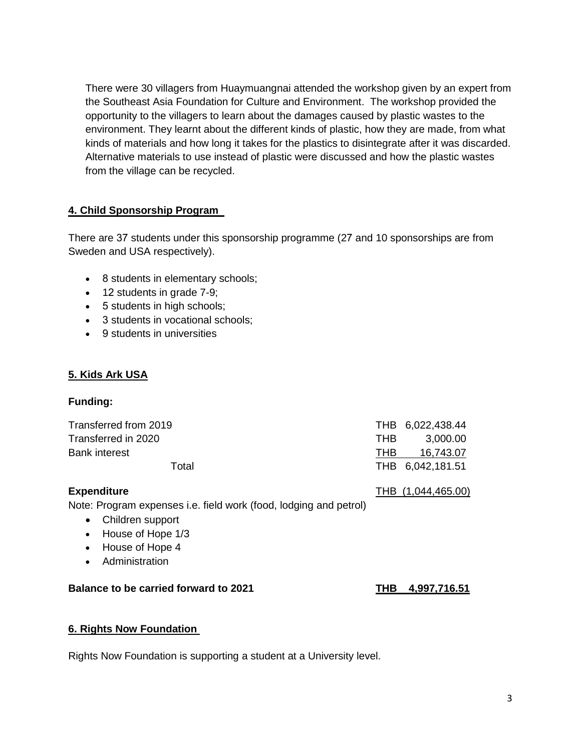There were 30 villagers from Huaymuangnai attended the workshop given by an expert from the Southeast Asia Foundation for Culture and Environment. The workshop provided the opportunity to the villagers to learn about the damages caused by plastic wastes to the environment. They learnt about the different kinds of plastic, how they are made, from what kinds of materials and how long it takes for the plastics to disintegrate after it was discarded. Alternative materials to use instead of plastic were discussed and how the plastic wastes from the village can be recycled.

## 4. Child Sponsorship Program

There are 37 students under this sponsorship programme (27 and 10 sponsorships are from Sweden and USA respectively).

- 8 students in elementary schools;
- 12 students in grade 7-9;
- 5 students in high schools;
- 3 students in vocational schools;
- 9 students in universities

## 5. Kids Ark USA

**Funding:**

| | |
|---|---|
| Transferred from 2019 | THB 6,022,438.44 |
| Transferred in 2020 | THB 3,000.00 |
| Bank interest | THB 16,743.07 |
| Total | THB 6,042,181.51 |

**Expenditure** THB (1,044,465.00)

Note: Program expenses i.e. field work (food, lodging and petrol)

- Children support
- House of Hope 1/3
- House of Hope 4
- Administration

**Balance to be carried forward to 2021** **THB 4,997,716.51**

## 6. Rights Now Foundation

Rights Now Foundation is supporting a student at a University level.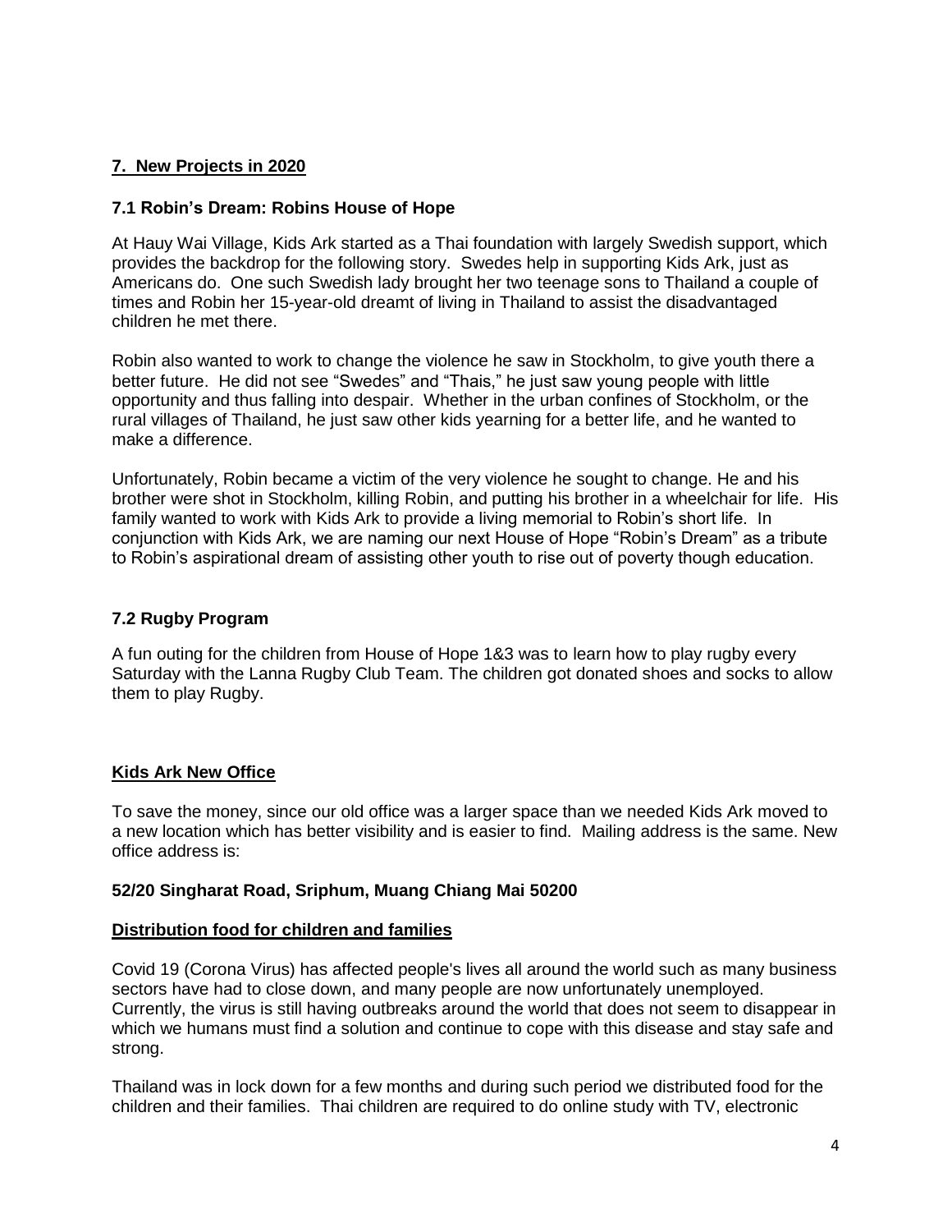## **7. New Projects in 2020**

### 7.1 Robin's Dream: Robins House of Hope

At Hauy Wai Village, Kids Ark started as a Thai foundation with largely Swedish support, which provides the backdrop for the following story. Swedes help in supporting Kids Ark, just as Americans do. One such Swedish lady brought her two teenage sons to Thailand a couple of times and Robin her 15-year-old dreamt of living in Thailand to assist the disadvantaged children he met there.

Robin also wanted to work to change the violence he saw in Stockholm, to give youth there a better future. He did not see "Swedes" and "Thais," he just saw young people with little opportunity and thus falling into despair. Whether in the urban confines of Stockholm, or the rural villages of Thailand, he just saw other kids yearning for a better life, and he wanted to make a difference.

Unfortunately, Robin became a victim of the very violence he sought to change. He and his brother were shot in Stockholm, killing Robin, and putting his brother in a wheelchair for life. His family wanted to work with Kids Ark to provide a living memorial to Robin's short life. In conjunction with Kids Ark, we are naming our next House of Hope "Robin's Dream" as a tribute to Robin's aspirational dream of assisting other youth to rise out of poverty though education.

### 7.2 Rugby Program

A fun outing for the children from House of Hope 1&3 was to learn how to play rugby every Saturday with the Lanna Rugby Club Team. The children got donated shoes and socks to allow them to play Rugby.

## **Kids Ark New Office**

To save the money, since our old office was a larger space than we needed Kids Ark moved to a new location which has better visibility and is easier to find. Mailing address is the same. New office address is:

**52/20 Singharat Road, Sriphum, Muang Chiang Mai 50200**

## **Distribution food for children and families**

Covid 19 (Corona Virus) has affected people's lives all around the world such as many business sectors have had to close down, and many people are now unfortunately unemployed. Currently, the virus is still having outbreaks around the world that does not seem to disappear in which we humans must find a solution and continue to cope with this disease and stay safe and strong.

Thailand was in lock down for a few months and during such period we distributed food for the children and their families. Thai children are required to do online study with TV, electronic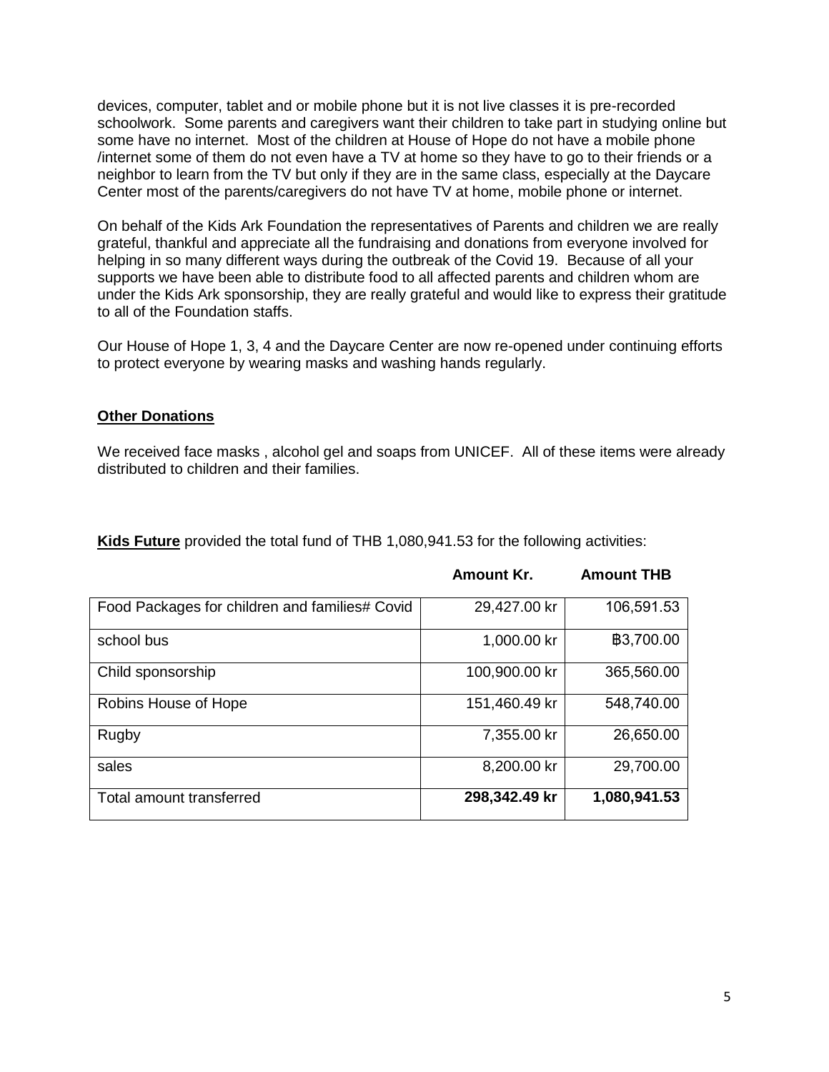devices, computer, tablet and or mobile phone but it is not live classes it is pre-recorded schoolwork. Some parents and caregivers want their children to take part in studying online but some have no internet. Most of the children at House of Hope do not have a mobile phone /internet some of them do not even have a TV at home so they have to go to their friends or a neighbor to learn from the TV but only if they are in the same class, especially at the Daycare Center most of the parents/caregivers do not have TV at home, mobile phone or internet.

On behalf of the Kids Ark Foundation the representatives of Parents and children we are really grateful, thankful and appreciate all the fundraising and donations from everyone involved for helping in so many different ways during the outbreak of the Covid 19. Because of all your supports we have been able to distribute food to all affected parents and children whom are under the Kids Ark sponsorship, they are really grateful and would like to express their gratitude to all of the Foundation staffs.

Our House of Hope 1, 3, 4 and the Daycare Center are now re-opened under continuing efforts to protect everyone by wearing masks and washing hands regularly.

## Other Donations

We received face masks , alcohol gel and soaps from UNICEF. All of these items were already distributed to children and their families.

**Kids Future** provided the total fund of THB 1,080,941.53 for the following activities:

| | **Amount Kr.** | **Amount THB** |
|---|---:|---:|
| Food Packages for children and families# Covid | 29,427.00 kr | 106,591.53 |
| school bus | 1,000.00 kr | ฿3,700.00 |
| Child sponsorship | 100,900.00 kr | 365,560.00 |
| Robins House of Hope | 151,460.49 kr | 548,740.00 |
| Rugby | 7,355.00 kr | 26,650.00 |
| sales | 8,200.00 kr | 29,700.00 |
| Total amount transferred | **298,342.49 kr** | **1,080,941.53** |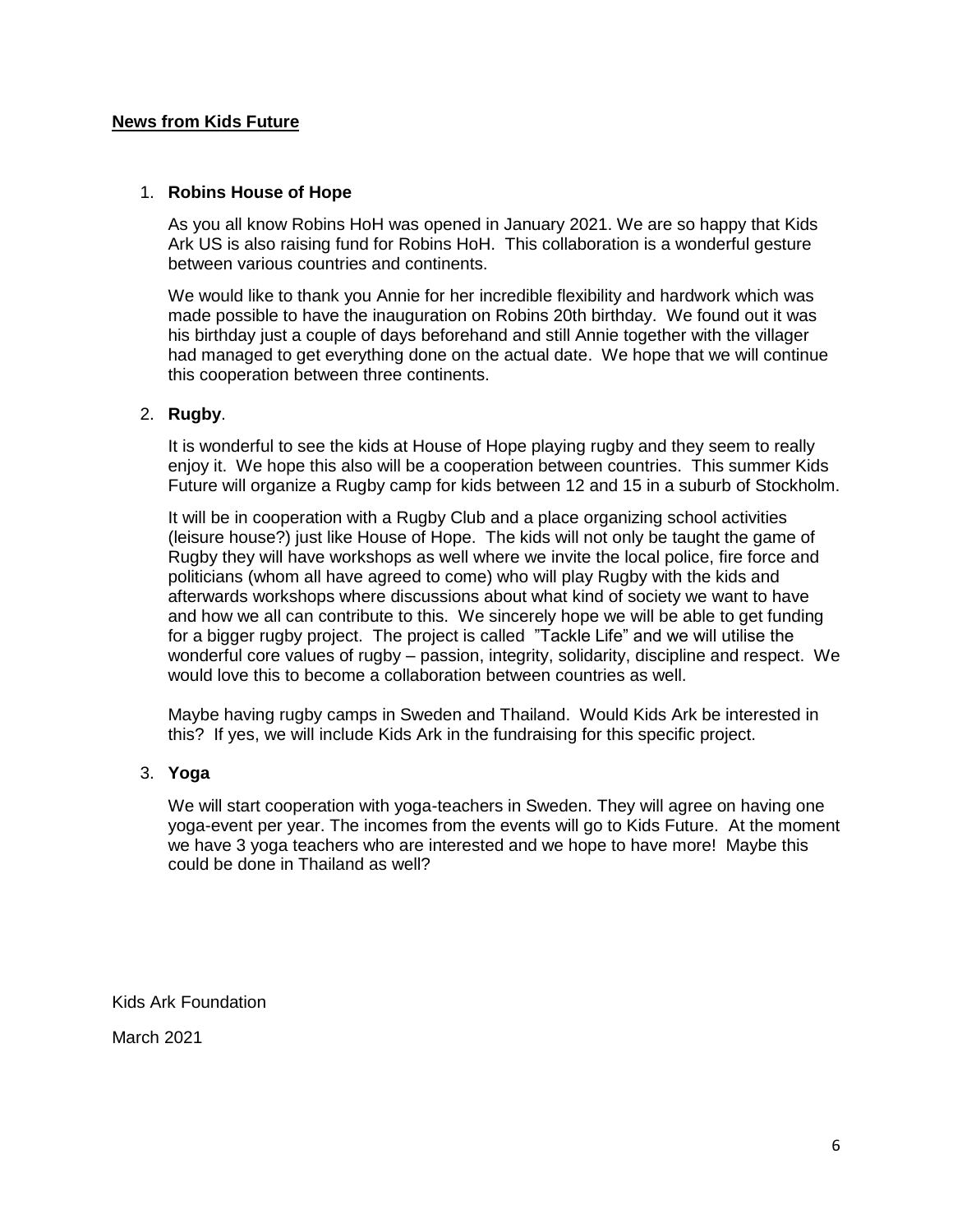**News from Kids Future**

1. **Robins House of Hope**

   As you all know Robins HoH was opened in January 2021. We are so happy that Kids Ark US is also raising fund for Robins HoH. This collaboration is a wonderful gesture between various countries and continents.

   We would like to thank you Annie for her incredible flexibility and hardwork which was made possible to have the inauguration on Robins 20th birthday. We found out it was his birthday just a couple of days beforehand and still Annie together with the villager had managed to get everything done on the actual date. We hope that we will continue this cooperation between three continents.

2. **Rugby**.

   It is wonderful to see the kids at House of Hope playing rugby and they seem to really enjoy it. We hope this also will be a cooperation between countries. This summer Kids Future will organize a Rugby camp for kids between 12 and 15 in a suburb of Stockholm.

   It will be in cooperation with a Rugby Club and a place organizing school activities (leisure house?) just like House of Hope. The kids will not only be taught the game of Rugby they will have workshops as well where we invite the local police, fire force and politicians (whom all have agreed to come) who will play Rugby with the kids and afterwards workshops where discussions about what kind of society we want to have and how we all can contribute to this. We sincerely hope we will be able to get funding for a bigger rugby project. The project is called "Tackle Life" and we will utilise the wonderful core values of rugby – passion, integrity, solidarity, discipline and respect. We would love this to become a collaboration between countries as well.

   Maybe having rugby camps in Sweden and Thailand. Would Kids Ark be interested in this? If yes, we will include Kids Ark in the fundraising for this specific project.

3. **Yoga**

   We will start cooperation with yoga-teachers in Sweden. They will agree on having one yoga-event per year. The incomes from the events will go to Kids Future. At the moment we have 3 yoga teachers who are interested and we hope to have more! Maybe this could be done in Thailand as well?

Kids Ark Foundation

March 2021